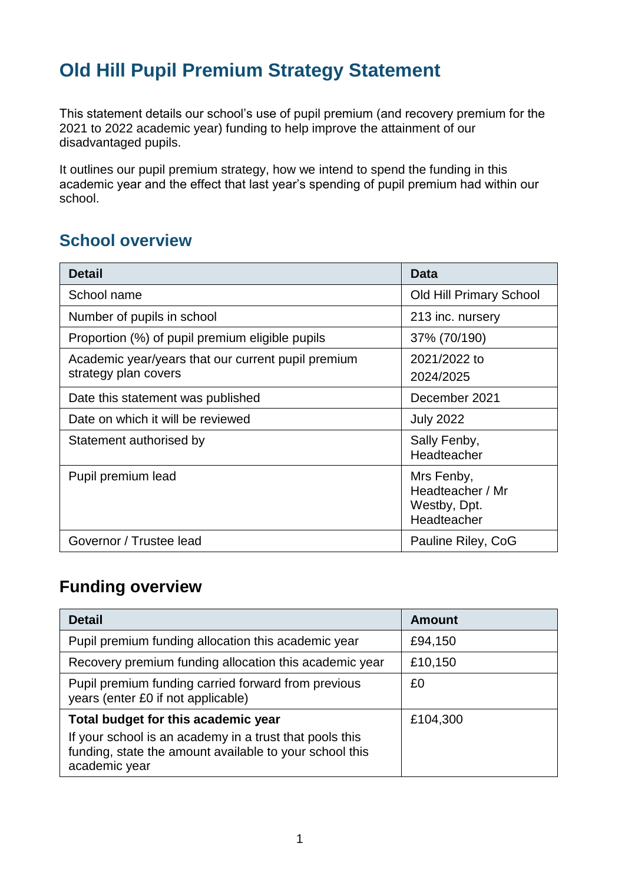# Old Hill Pupil Premium Strategy Statement

This statement details our school's use of pupil premium (and recovery premium for the 2021 to 2022 academic year) funding to help improve the attainment of our disadvantaged pupils.

It outlines our pupil premium strategy, how we intend to spend the funding in this academic year and the effect that last year's spending of pupil premium had within our school.

## School overview

| Detail | Data |
|---|---|
| School name | Old Hill Primary School |
| Number of pupils in school | 213 inc. nursery |
| Proportion (%) of pupil premium eligible pupils | 37% (70/190) |
| Academic year/years that our current pupil premium strategy plan covers | 2021/2022 to 2024/2025 |
| Date this statement was published | December 2021 |
| Date on which it will be reviewed | July 2022 |
| Statement authorised by | Sally Fenby, Headteacher |
| Pupil premium lead | Mrs Fenby, Headteacher / Mr Westby, Dpt. Headteacher |
| Governor / Trustee lead | Pauline Riley, CoG |

## Funding overview

| Detail | Amount |
|---|---|
| Pupil premium funding allocation this academic year | £94,150 |
| Recovery premium funding allocation this academic year | £10,150 |
| Pupil premium funding carried forward from previous years (enter £0 if not applicable) | £0 |
| **Total budget for this academic year**<br>If your school is an academy in a trust that pools this funding, state the amount available to your school this academic year | £104,300 |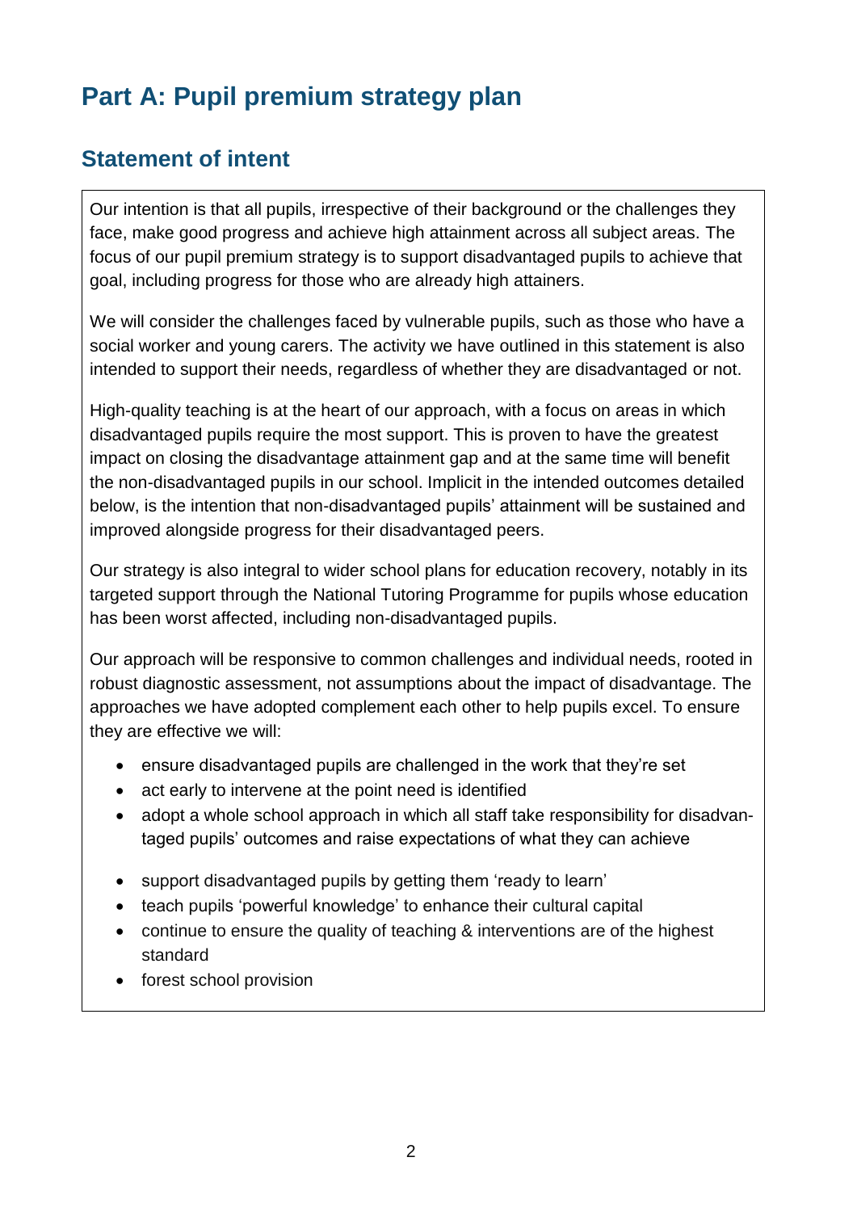# Part A: Pupil premium strategy plan

## Statement of intent

Our intention is that all pupils, irrespective of their background or the challenges they face, make good progress and achieve high attainment across all subject areas. The focus of our pupil premium strategy is to support disadvantaged pupils to achieve that goal, including progress for those who are already high attainers.

We will consider the challenges faced by vulnerable pupils, such as those who have a social worker and young carers. The activity we have outlined in this statement is also intended to support their needs, regardless of whether they are disadvantaged or not.

High-quality teaching is at the heart of our approach, with a focus on areas in which disadvantaged pupils require the most support. This is proven to have the greatest impact on closing the disadvantage attainment gap and at the same time will benefit the non-disadvantaged pupils in our school. Implicit in the intended outcomes detailed below, is the intention that non-disadvantaged pupils' attainment will be sustained and improved alongside progress for their disadvantaged peers.

Our strategy is also integral to wider school plans for education recovery, notably in its targeted support through the National Tutoring Programme for pupils whose education has been worst affected, including non-disadvantaged pupils.

Our approach will be responsive to common challenges and individual needs, rooted in robust diagnostic assessment, not assumptions about the impact of disadvantage. The approaches we have adopted complement each other to help pupils excel. To ensure they are effective we will:

- ensure disadvantaged pupils are challenged in the work that they're set
- act early to intervene at the point need is identified
- adopt a whole school approach in which all staff take responsibility for disadvantaged pupils' outcomes and raise expectations of what they can achieve
- support disadvantaged pupils by getting them 'ready to learn'
- teach pupils 'powerful knowledge' to enhance their cultural capital
- continue to ensure the quality of teaching & interventions are of the highest standard
- forest school provision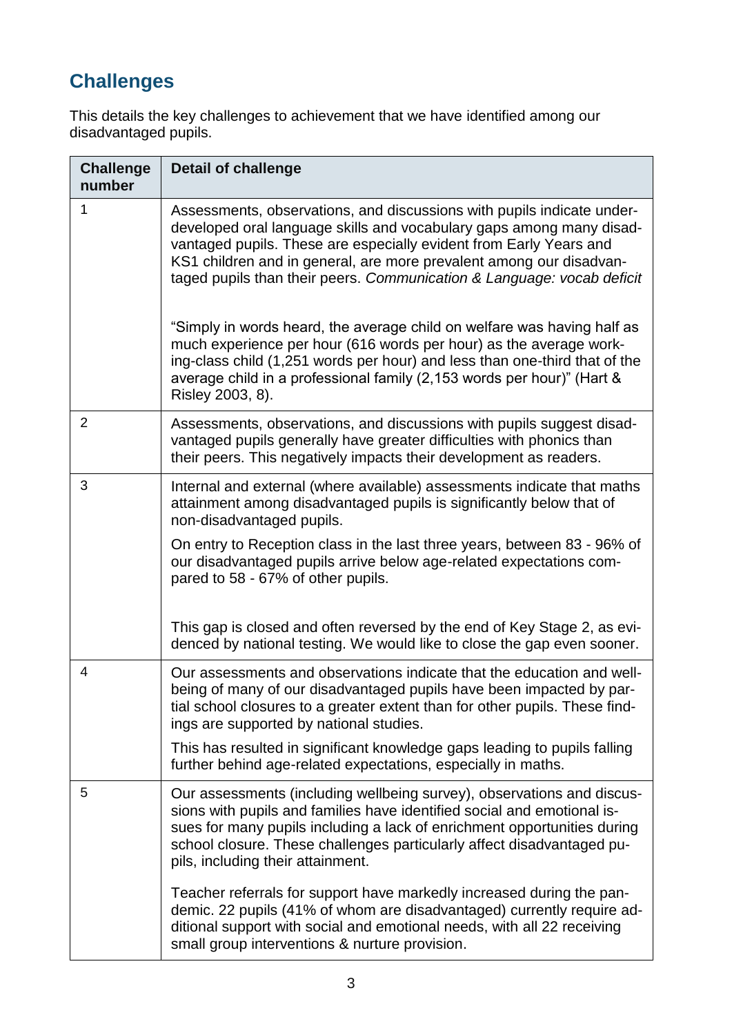## Challenges

This details the key challenges to achievement that we have identified among our disadvantaged pupils.

| Challenge number | Detail of challenge |
|---|---|
| 1 | Assessments, observations, and discussions with pupils indicate underdeveloped oral language skills and vocabulary gaps among many disadvantaged pupils. These are especially evident from Early Years and KS1 children and in general, are more prevalent among our disadvantaged pupils than their peers. *Communication & Language: vocab deficit*<br><br>"Simply in words heard, the average child on welfare was having half as much experience per hour (616 words per hour) as the average working-class child (1,251 words per hour) and less than one-third that of the average child in a professional family (2,153 words per hour)" (Hart & Risley 2003, 8). |
| 2 | Assessments, observations, and discussions with pupils suggest disadvantaged pupils generally have greater difficulties with phonics than their peers. This negatively impacts their development as readers. |
| 3 | Internal and external (where available) assessments indicate that maths attainment among disadvantaged pupils is significantly below that of non-disadvantaged pupils.<br><br>On entry to Reception class in the last three years, between 83 - 96% of our disadvantaged pupils arrive below age-related expectations compared to 58 - 67% of other pupils.<br><br>This gap is closed and often reversed by the end of Key Stage 2, as evidenced by national testing. We would like to close the gap even sooner. |
| 4 | Our assessments and observations indicate that the education and wellbeing of many of our disadvantaged pupils have been impacted by partial school closures to a greater extent than for other pupils. These findings are supported by national studies.<br><br>This has resulted in significant knowledge gaps leading to pupils falling further behind age-related expectations, especially in maths. |
| 5 | Our assessments (including wellbeing survey), observations and discussions with pupils and families have identified social and emotional issues for many pupils including a lack of enrichment opportunities during school closure. These challenges particularly affect disadvantaged pupils, including their attainment.<br><br>Teacher referrals for support have markedly increased during the pandemic. 22 pupils (41% of whom are disadvantaged) currently require additional support with social and emotional needs, with all 22 receiving small group interventions & nurture provision. |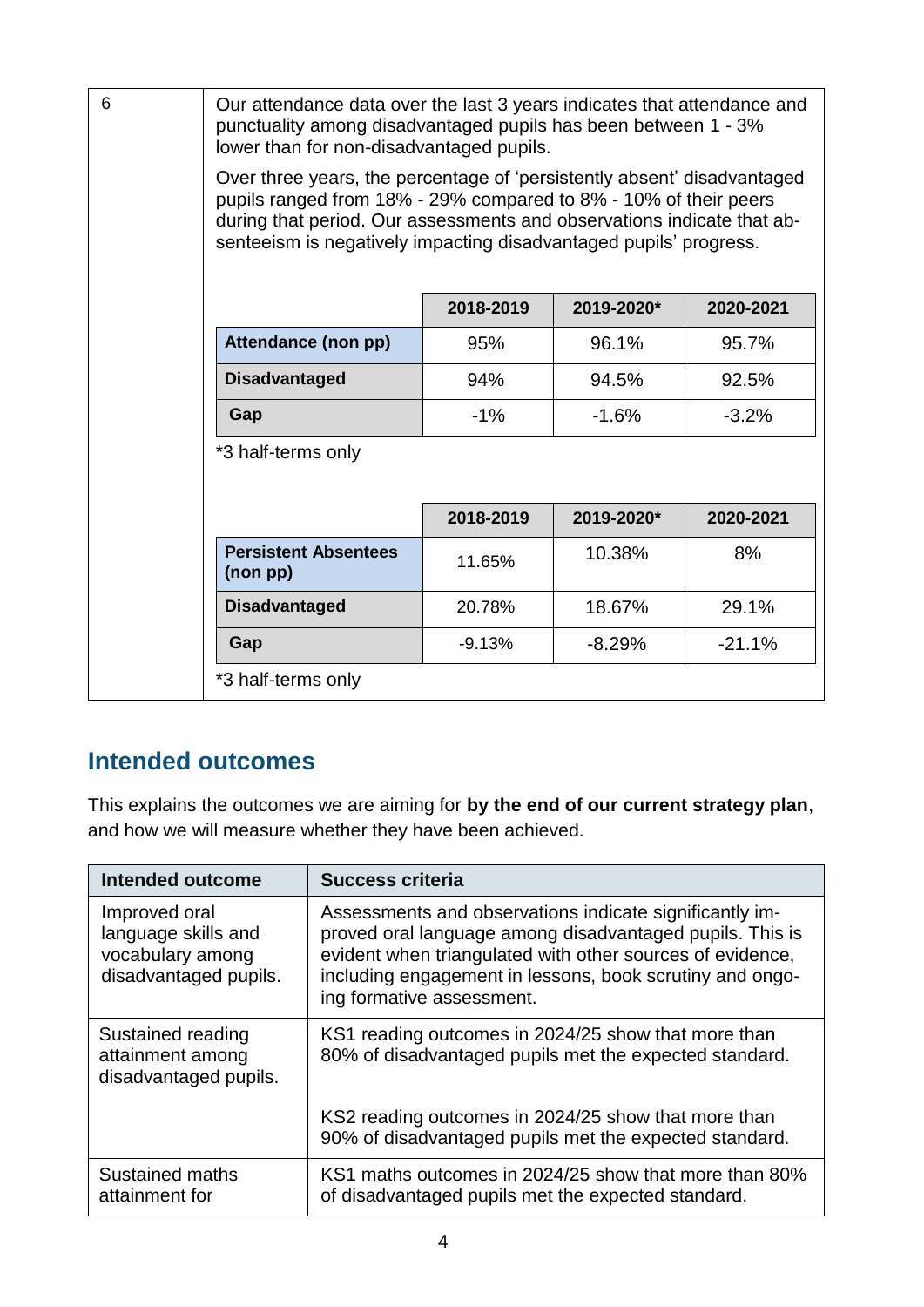| 6 | Our attendance data over the last 3 years indicates that attendance and punctuality among disadvantaged pupils has been between 1 - 3% lower than for non-disadvantaged pupils.<br><br>Over three years, the percentage of 'persistently absent' disadvantaged pupils ranged from 18% - 29% compared to 8% - 10% of their peers during that period. Our assessments and observations indicate that absenteeism is negatively impacting disadvantaged pupils' progress. |
|---|---|

| | 2018-2019 | 2019-2020* | 2020-2021 |
|---|---|---|---|
| **Attendance (non pp)** | 95% | 96.1% | 95.7% |
| **Disadvantaged** | 94% | 94.5% | 92.5% |
| **Gap** | -1% | -1.6% | -3.2% |

*3 half-terms only

| | 2018-2019 | 2019-2020* | 2020-2021 |
|---|---|---|---|
| **Persistent Absentees (non pp)** | 11.65% | 10.38% | 8% |
| **Disadvantaged** | 20.78% | 18.67% | 29.1% |
| **Gap** | -9.13% | -8.29% | -21.1% |

*3 half-terms only

## Intended outcomes

This explains the outcomes we are aiming for **by the end of our current strategy plan**, and how we will measure whether they have been achieved.

| Intended outcome | Success criteria |
|---|---|
| Improved oral language skills and vocabulary among disadvantaged pupils. | Assessments and observations indicate significantly improved oral language among disadvantaged pupils. This is evident when triangulated with other sources of evidence, including engagement in lessons, book scrutiny and ongoing formative assessment. |
| Sustained reading attainment among disadvantaged pupils. | KS1 reading outcomes in 2024/25 show that more than 80% of disadvantaged pupils met the expected standard.<br><br>KS2 reading outcomes in 2024/25 show that more than 90% of disadvantaged pupils met the expected standard. |
| Sustained maths attainment for | KS1 maths outcomes in 2024/25 show that more than 80% of disadvantaged pupils met the expected standard. |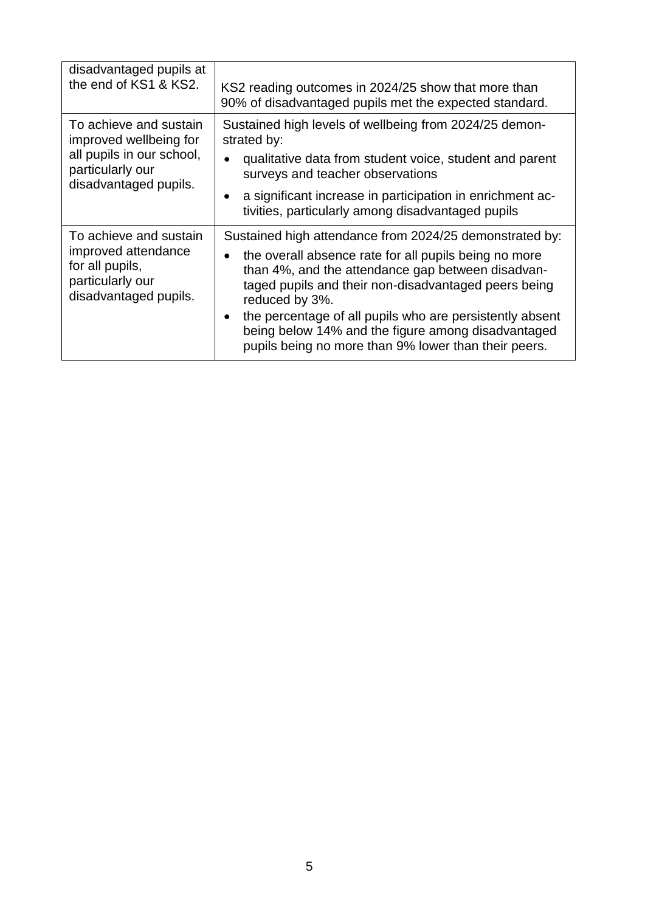| | |
|---|---|
| disadvantaged pupils at the end of KS1 & KS2. | KS2 reading outcomes in 2024/25 show that more than 90% of disadvantaged pupils met the expected standard. |
| To achieve and sustain improved wellbeing for all pupils in our school, particularly our disadvantaged pupils. | Sustained high levels of wellbeing from 2024/25 demonstrated by:<br>• qualitative data from student voice, student and parent surveys and teacher observations<br>• a significant increase in participation in enrichment activities, particularly among disadvantaged pupils |
| To achieve and sustain improved attendance for all pupils, particularly our disadvantaged pupils. | Sustained high attendance from 2024/25 demonstrated by:<br>• the overall absence rate for all pupils being no more than 4%, and the attendance gap between disadvantaged pupils and their non-disadvantaged peers being reduced by 3%.<br>• the percentage of all pupils who are persistently absent being below 14% and the figure among disadvantaged pupils being no more than 9% lower than their peers. |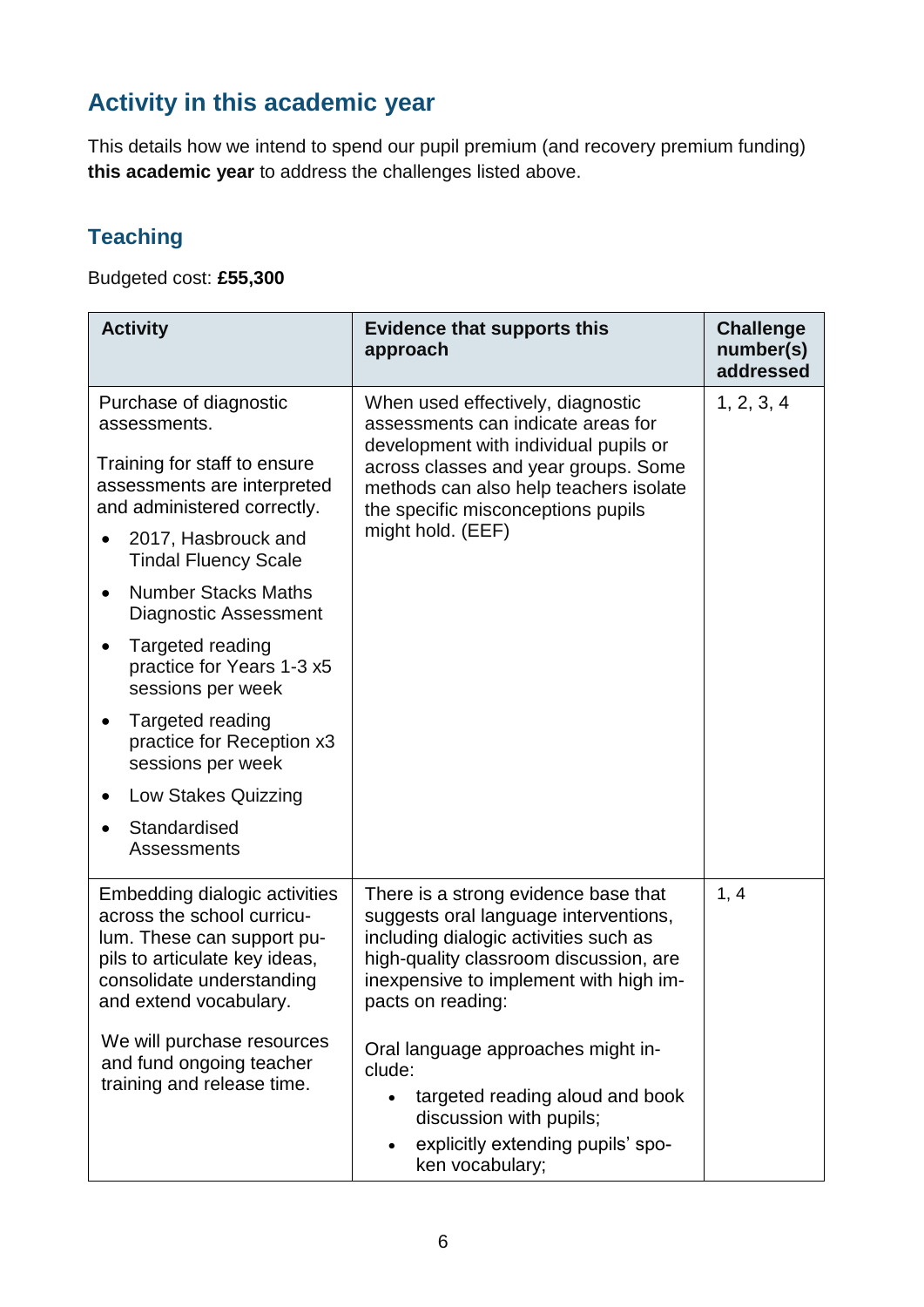## Activity in this academic year

This details how we intend to spend our pupil premium (and recovery premium funding) **this academic year** to address the challenges listed above.

### Teaching

Budgeted cost: **£55,300**

| Activity | Evidence that supports this approach | Challenge number(s) addressed |
|---|---|---|
| Purchase of diagnostic assessments.<br><br>Training for staff to ensure assessments are interpreted and administered correctly.<br><br>• 2017, Hasbrouck and Tindal Fluency Scale<br>• Number Stacks Maths Diagnostic Assessment<br>• Targeted reading practice for Years 1-3 x5 sessions per week<br>• Targeted reading practice for Reception x3 sessions per week<br>• Low Stakes Quizzing<br>• Standardised Assessments | When used effectively, diagnostic assessments can indicate areas for development with individual pupils or across classes and year groups. Some methods can also help teachers isolate the specific misconceptions pupils might hold. (EEF) | 1, 2, 3, 4 |
| Embedding dialogic activities across the school curriculum. These can support pupils to articulate key ideas, consolidate understanding and extend vocabulary.<br><br>We will purchase resources and fund ongoing teacher training and release time. | There is a strong evidence base that suggests oral language interventions, including dialogic activities such as high-quality classroom discussion, are inexpensive to implement with high impacts on reading:<br><br>Oral language approaches might include:<br>• targeted reading aloud and book discussion with pupils;<br>• explicitly extending pupils' spoken vocabulary; | 1, 4 |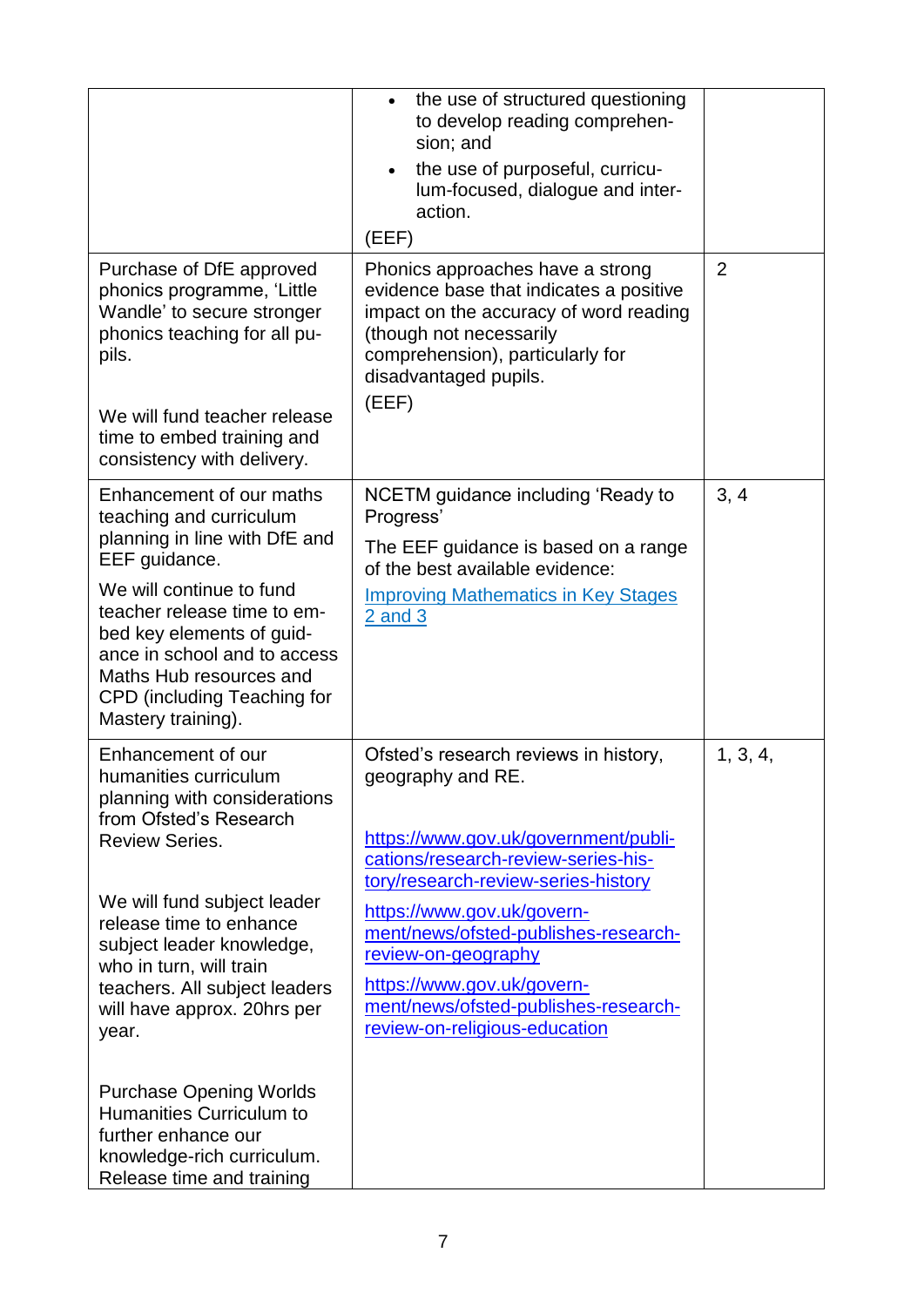| | | |
|---|---|---|
| | • the use of structured questioning to develop reading comprehension; and<br>• the use of purposeful, curriculum-focused, dialogue and interaction.<br>(EEF) | |
| Purchase of DfE approved phonics programme, 'Little Wandle' to secure stronger phonics teaching for all pupils.<br><br>We will fund teacher release time to embed training and consistency with delivery. | Phonics approaches have a strong evidence base that indicates a positive impact on the accuracy of word reading (though not necessarily comprehension), particularly for disadvantaged pupils.<br>(EEF) | 2 |
| Enhancement of our maths teaching and curriculum planning in line with DfE and EEF guidance.<br>We will continue to fund teacher release time to embed key elements of guidance in school and to access Maths Hub resources and CPD (including Teaching for Mastery training). | NCETM guidance including 'Ready to Progress'<br>The EEF guidance is based on a range of the best available evidence:<br>[Improving Mathematics in Key Stages 2 and 3] | 3, 4 |
| Enhancement of our humanities curriculum planning with considerations from Ofsted's Research Review Series.<br><br>We will fund subject leader release time to enhance subject leader knowledge, who in turn, will train teachers. All subject leaders will have approx. 20hrs per year.<br><br>Purchase Opening Worlds Humanities Curriculum to further enhance our knowledge-rich curriculum. Release time and training | Ofsted's research reviews in history, geography and RE.<br><br>https://www.gov.uk/government/publications/research-review-series-history/research-review-series-history<br>https://www.gov.uk/government/news/ofsted-publishes-research-review-on-geography<br>https://www.gov.uk/government/news/ofsted-publishes-research-review-on-religious-education | 1, 3, 4, |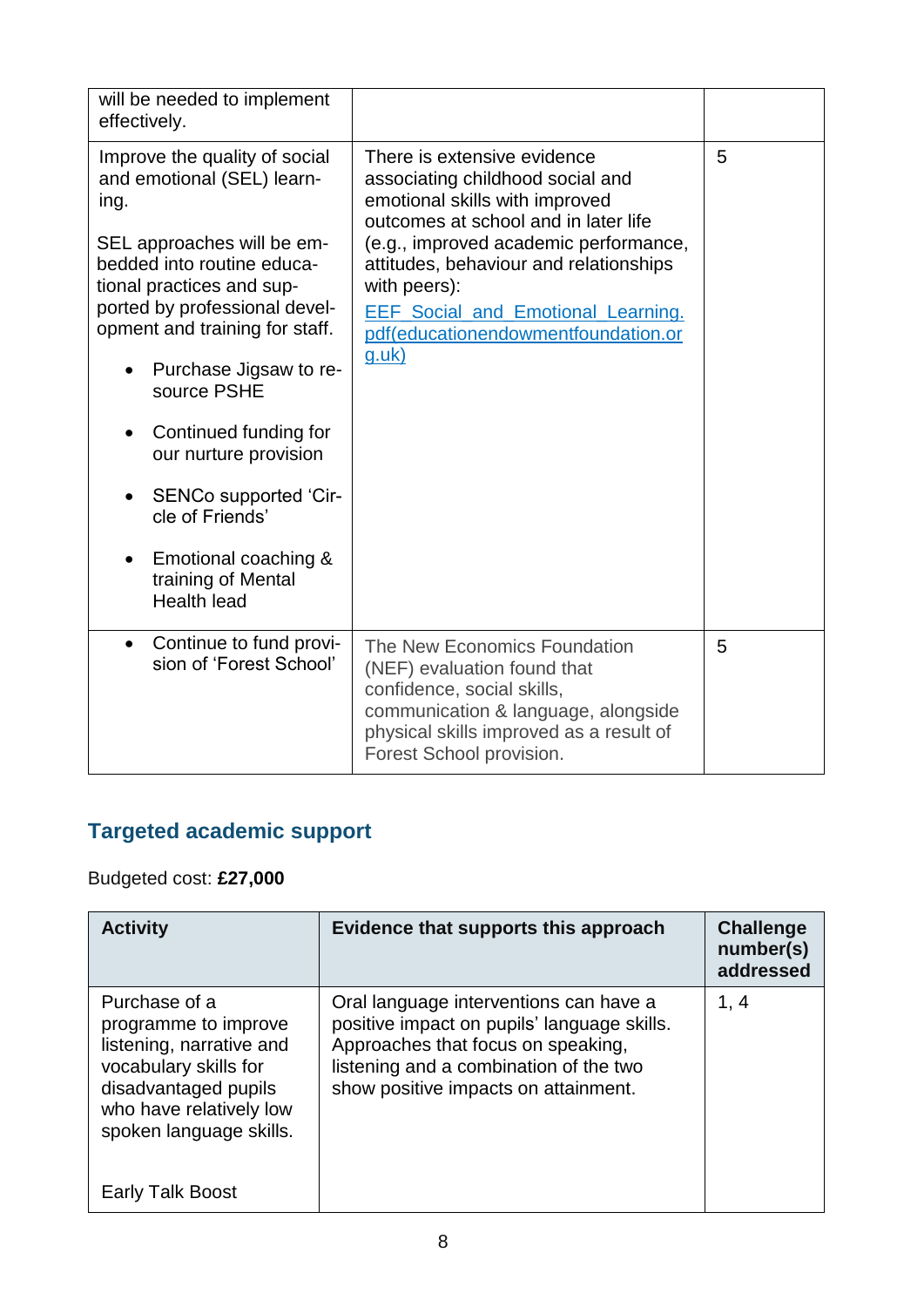| | | |
|---|---|---|
| will be needed to implement effectively. | | |
| Improve the quality of social and emotional (SEL) learning.<br><br>SEL approaches will be embedded into routine educational practices and supported by professional development and training for staff.<br><br>• Purchase Jigsaw to resource PSHE<br>• Continued funding for our nurture provision<br>• SENCo supported 'Circle of Friends'<br>• Emotional coaching & training of Mental Health lead | There is extensive evidence associating childhood social and emotional skills with improved outcomes at school and in later life (e.g., improved academic performance, attitudes, behaviour and relationships with peers):<br>[EEF_Social_and_Emotional_Learning.pdf(educationendowmentfoundation.org.uk)] | 5 |
| • Continue to fund provision of 'Forest School' | The New Economics Foundation (NEF) evaluation found that confidence, social skills, communication & language, alongside physical skills improved as a result of Forest School provision. | 5 |

## Targeted academic support

Budgeted cost: **£27,000**

| Activity | Evidence that supports this approach | Challenge number(s) addressed |
|---|---|---|
| Purchase of a programme to improve listening, narrative and vocabulary skills for disadvantaged pupils who have relatively low spoken language skills.<br><br>Early Talk Boost | Oral language interventions can have a positive impact on pupils' language skills. Approaches that focus on speaking, listening and a combination of the two show positive impacts on attainment. | 1, 4 |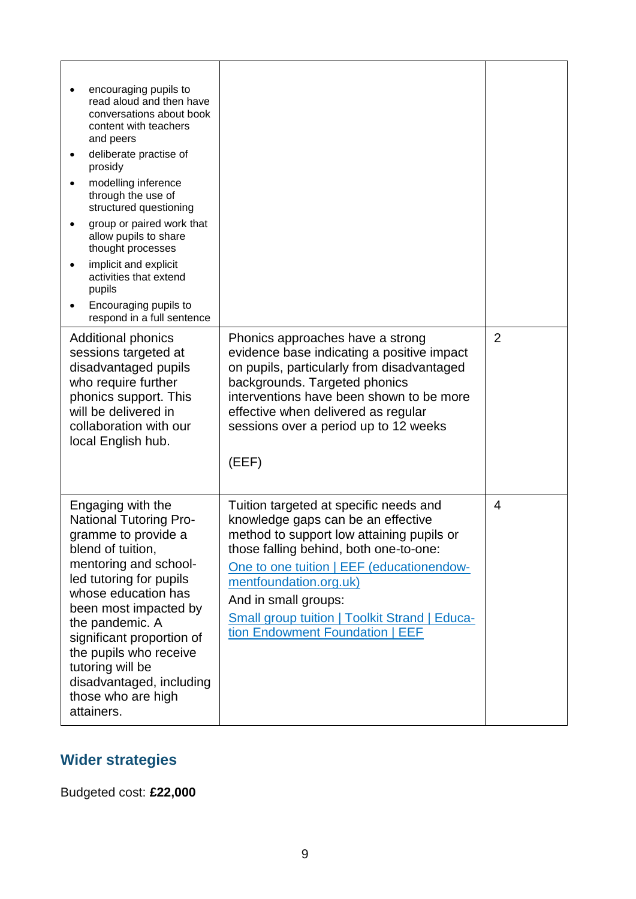| | | |
|---|---|---|
| <ul><li>encouraging pupils to read aloud and then have conversations about book content with teachers and peers</li><li>deliberate practise of prosidy</li><li>modelling inference through the use of structured questioning</li><li>group or paired work that allow pupils to share thought processes</li><li>implicit and explicit activities that extend pupils</li><li>Encouraging pupils to respond in a full sentence</li></ul> | | |
| Additional phonics sessions targeted at disadvantaged pupils who require further phonics support. This will be delivered in collaboration with our local English hub. | Phonics approaches have a strong evidence base indicating a positive impact on pupils, particularly from disadvantaged backgrounds. Targeted phonics interventions have been shown to be more effective when delivered as regular sessions over a period up to 12 weeks<br><br>(EEF) | 2 |
| Engaging with the National Tutoring Programme to provide a blend of tuition, mentoring and school-led tutoring for pupils whose education has been most impacted by the pandemic. A significant proportion of the pupils who receive tutoring will be disadvantaged, including those who are high attainers. | Tuition targeted at specific needs and knowledge gaps can be an effective method to support low attaining pupils or those falling behind, both one-to-one:<br>[One to one tuition \| EEF (educationendowmentfoundation.org.uk)]<br>And in small groups:<br>[Small group tuition \| Toolkit Strand \| Education Endowment Foundation \| EEF] | 4 |

## Wider strategies

Budgeted cost: **£22,000**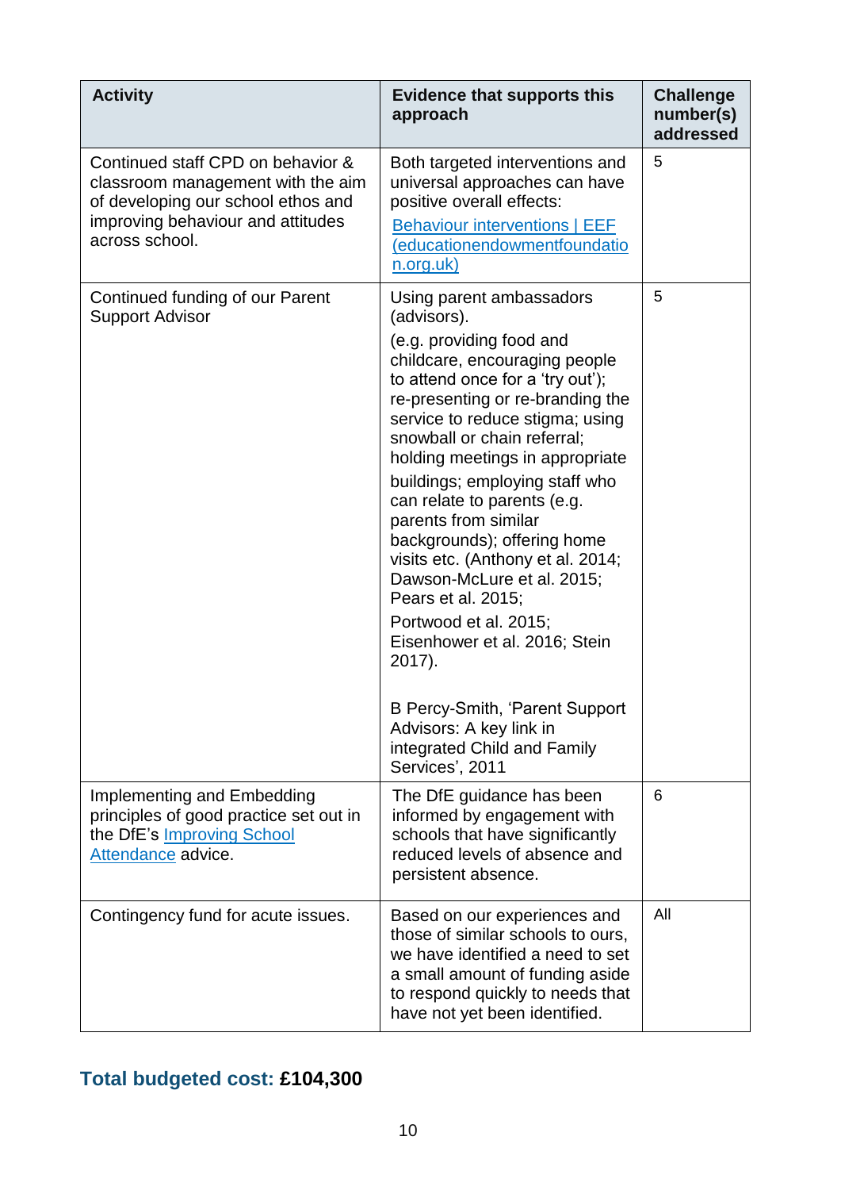| Activity | Evidence that supports this approach | Challenge number(s) addressed |
| --- | --- | --- |
| Continued staff CPD on behavior & classroom management with the aim of developing our school ethos and improving behaviour and attitudes across school. | Both targeted interventions and universal approaches can have positive overall effects: [Behaviour interventions \| EEF (educationendowmentfoundation.org.uk)] | 5 |
| Continued funding of our Parent Support Advisor | Using parent ambassadors (advisors). (e.g. providing food and childcare, encouraging people to attend once for a 'try out'); re-presenting or re-branding the service to reduce stigma; using snowball or chain referral; holding meetings in appropriate buildings; employing staff who can relate to parents (e.g. parents from similar backgrounds); offering home visits etc. (Anthony et al. 2014; Dawson-McLure et al. 2015; Pears et al. 2015; Portwood et al. 2015; Eisenhower et al. 2016; Stein 2017). B Percy-Smith, 'Parent Support Advisors: A key link in integrated Child and Family Services', 2011 | 5 |
| Implementing and Embedding principles of good practice set out in the DfE's [Improving School Attendance] advice. | The DfE guidance has been informed by engagement with schools that have significantly reduced levels of absence and persistent absence. | 6 |
| Contingency fund for acute issues. | Based on our experiences and those of similar schools to ours, we have identified a need to set a small amount of funding aside to respond quickly to needs that have not yet been identified. | All |

**Total budgeted cost: £104,300**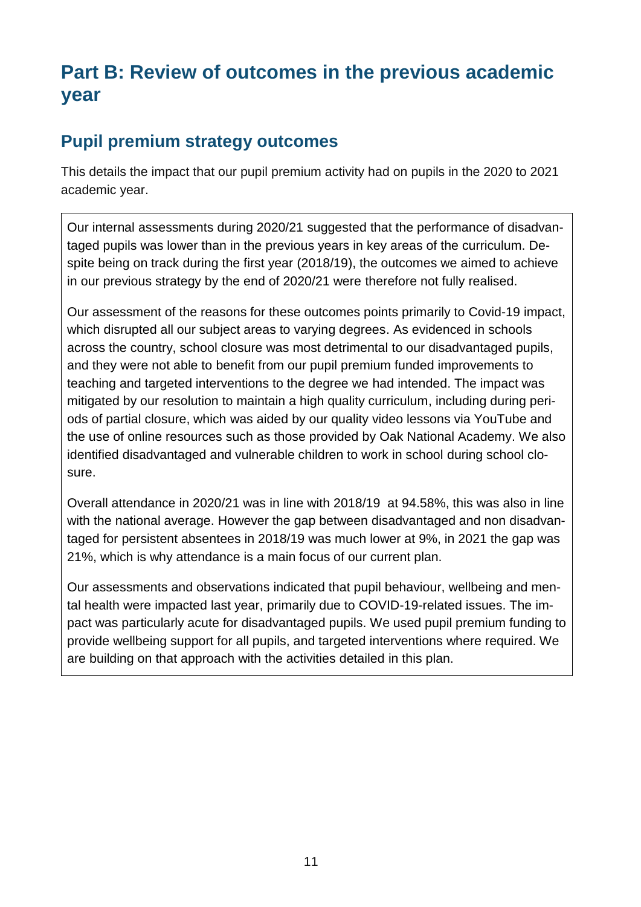# Part B: Review of outcomes in the previous academic year

## Pupil premium strategy outcomes

This details the impact that our pupil premium activity had on pupils in the 2020 to 2021 academic year.

Our internal assessments during 2020/21 suggested that the performance of disadvantaged pupils was lower than in the previous years in key areas of the curriculum. Despite being on track during the first year (2018/19), the outcomes we aimed to achieve in our previous strategy by the end of 2020/21 were therefore not fully realised.

Our assessment of the reasons for these outcomes points primarily to Covid-19 impact, which disrupted all our subject areas to varying degrees. As evidenced in schools across the country, school closure was most detrimental to our disadvantaged pupils, and they were not able to benefit from our pupil premium funded improvements to teaching and targeted interventions to the degree we had intended. The impact was mitigated by our resolution to maintain a high quality curriculum, including during periods of partial closure, which was aided by our quality video lessons via YouTube and the use of online resources such as those provided by Oak National Academy. We also identified disadvantaged and vulnerable children to work in school during school closure.

Overall attendance in 2020/21 was in line with 2018/19 at 94.58%, this was also in line with the national average. However the gap between disadvantaged and non disadvantaged for persistent absentees in 2018/19 was much lower at 9%, in 2021 the gap was 21%, which is why attendance is a main focus of our current plan.

Our assessments and observations indicated that pupil behaviour, wellbeing and mental health were impacted last year, primarily due to COVID-19-related issues. The impact was particularly acute for disadvantaged pupils. We used pupil premium funding to provide wellbeing support for all pupils, and targeted interventions where required. We are building on that approach with the activities detailed in this plan.